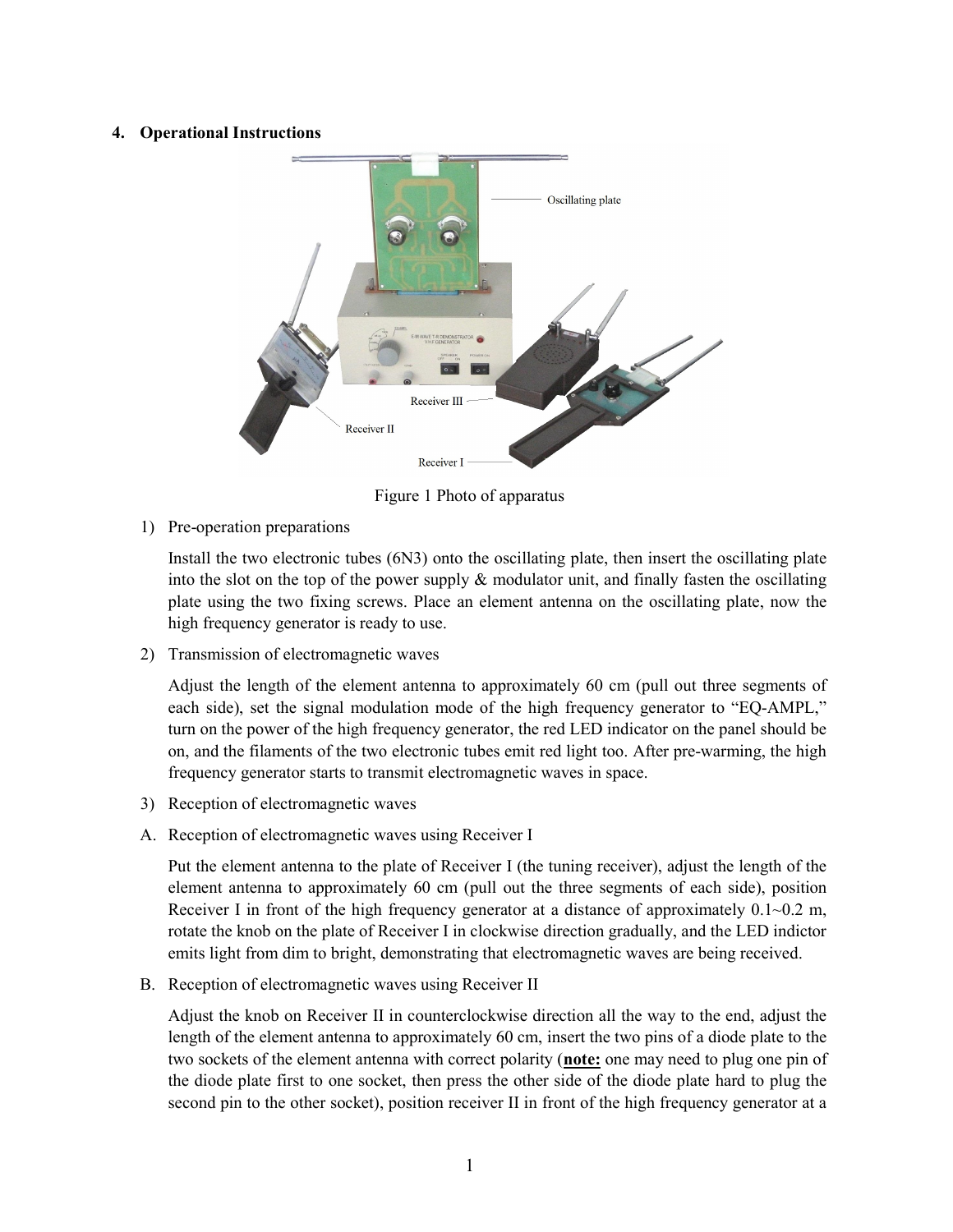## 4. Operational Instructions

Figure 1 Photo of apparatus

1) Pre-operation preparations

   Install the two electronic tubes (6N3) onto the oscillating plate, then insert the oscillating plate into the slot on the top of the power supply & modulator unit, and finally fasten the oscillating plate using the two fixing screws. Place an element antenna on the oscillating plate, now the high frequency generator is ready to use.

2) Transmission of electromagnetic waves

   Adjust the length of the element antenna to approximately 60 cm (pull out three segments of each side), set the signal modulation mode of the high frequency generator to "EQ-AMPL," turn on the power of the high frequency generator, the red LED indicator on the panel should be on, and the filaments of the two electronic tubes emit red light too. After pre-warming, the high frequency generator starts to transmit electromagnetic waves in space.

3) Reception of electromagnetic waves

A. Reception of electromagnetic waves using Receiver I

   Put the element antenna to the plate of Receiver I (the tuning receiver), adjust the length of the element antenna to approximately 60 cm (pull out the three segments of each side), position Receiver I in front of the high frequency generator at a distance of approximately 0.1~0.2 m, rotate the knob on the plate of Receiver I in clockwise direction gradually, and the LED indictor emits light from dim to bright, demonstrating that electromagnetic waves are being received.

B. Reception of electromagnetic waves using Receiver II

   Adjust the knob on Receiver II in counterclockwise direction all the way to the end, adjust the length of the element antenna to approximately 60 cm, insert the two pins of a diode plate to the two sockets of the element antenna with correct polarity (**note:** one may need to plug one pin of the diode plate first to one socket, then press the other side of the diode plate hard to plug the second pin to the other socket), position receiver II in front of the high frequency generator at a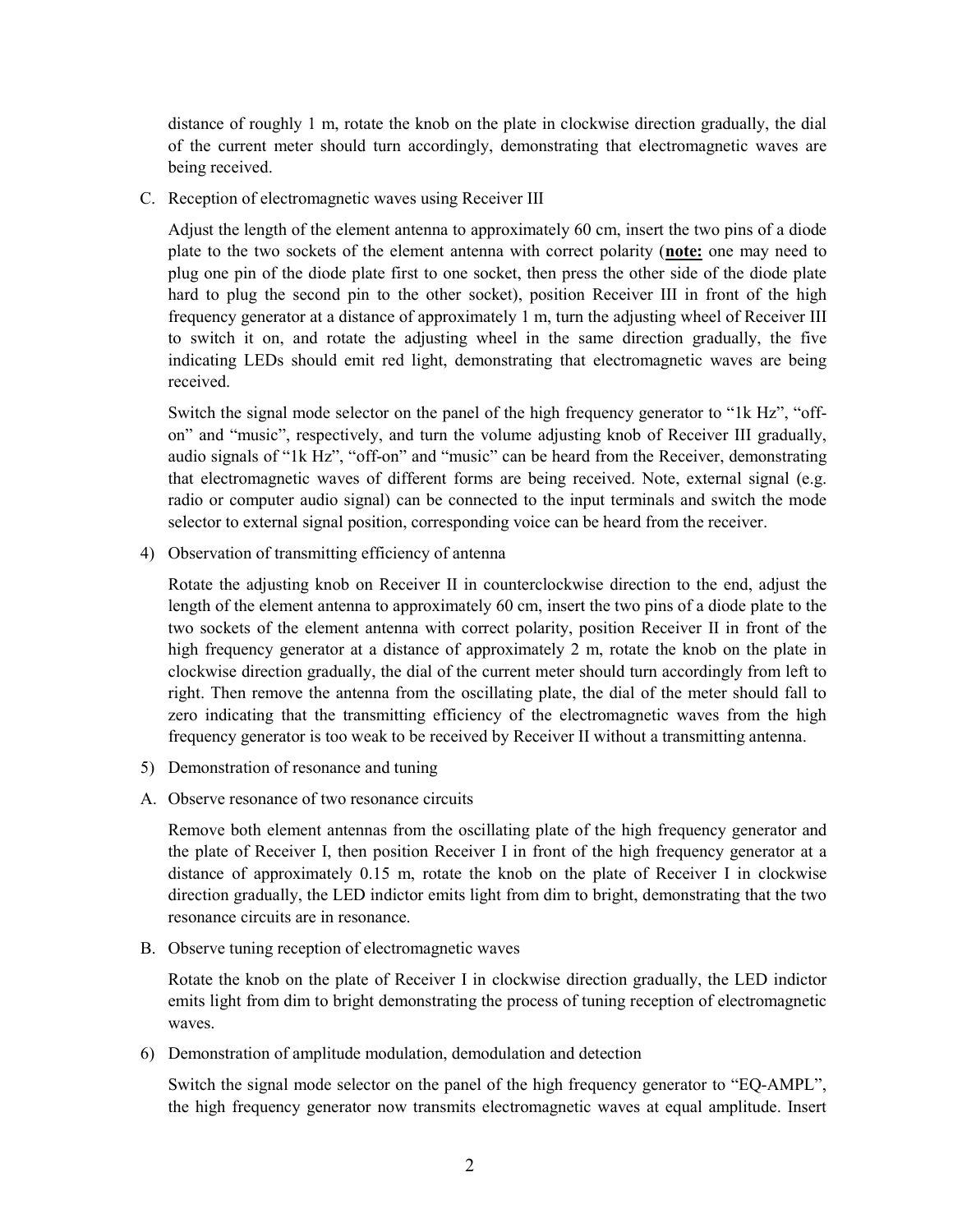distance of roughly 1 m, rotate the knob on the plate in clockwise direction gradually, the dial of the current meter should turn accordingly, demonstrating that electromagnetic waves are being received.

C. Reception of electromagnetic waves using Receiver III

Adjust the length of the element antenna to approximately 60 cm, insert the two pins of a diode plate to the two sockets of the element antenna with correct polarity (**note:** one may need to plug one pin of the diode plate first to one socket, then press the other side of the diode plate hard to plug the second pin to the other socket), position Receiver III in front of the high frequency generator at a distance of approximately 1 m, turn the adjusting wheel of Receiver III to switch it on, and rotate the adjusting wheel in the same direction gradually, the five indicating LEDs should emit red light, demonstrating that electromagnetic waves are being received.

Switch the signal mode selector on the panel of the high frequency generator to "1k Hz", "off-on" and "music", respectively, and turn the volume adjusting knob of Receiver III gradually, audio signals of "1k Hz", "off-on" and "music" can be heard from the Receiver, demonstrating that electromagnetic waves of different forms are being received. Note, external signal (e.g. radio or computer audio signal) can be connected to the input terminals and switch the mode selector to external signal position, corresponding voice can be heard from the receiver.

4) Observation of transmitting efficiency of antenna

Rotate the adjusting knob on Receiver II in counterclockwise direction to the end, adjust the length of the element antenna to approximately 60 cm, insert the two pins of a diode plate to the two sockets of the element antenna with correct polarity, position Receiver II in front of the high frequency generator at a distance of approximately 2 m, rotate the knob on the plate in clockwise direction gradually, the dial of the current meter should turn accordingly from left to right. Then remove the antenna from the oscillating plate, the dial of the meter should fall to zero indicating that the transmitting efficiency of the electromagnetic waves from the high frequency generator is too weak to be received by Receiver II without a transmitting antenna.

5) Demonstration of resonance and tuning

A. Observe resonance of two resonance circuits

Remove both element antennas from the oscillating plate of the high frequency generator and the plate of Receiver I, then position Receiver I in front of the high frequency generator at a distance of approximately 0.15 m, rotate the knob on the plate of Receiver I in clockwise direction gradually, the LED indictor emits light from dim to bright, demonstrating that the two resonance circuits are in resonance.

B. Observe tuning reception of electromagnetic waves

Rotate the knob on the plate of Receiver I in clockwise direction gradually, the LED indictor emits light from dim to bright demonstrating the process of tuning reception of electromagnetic waves.

6) Demonstration of amplitude modulation, demodulation and detection

Switch the signal mode selector on the panel of the high frequency generator to "EQ-AMPL", the high frequency generator now transmits electromagnetic waves at equal amplitude. Insert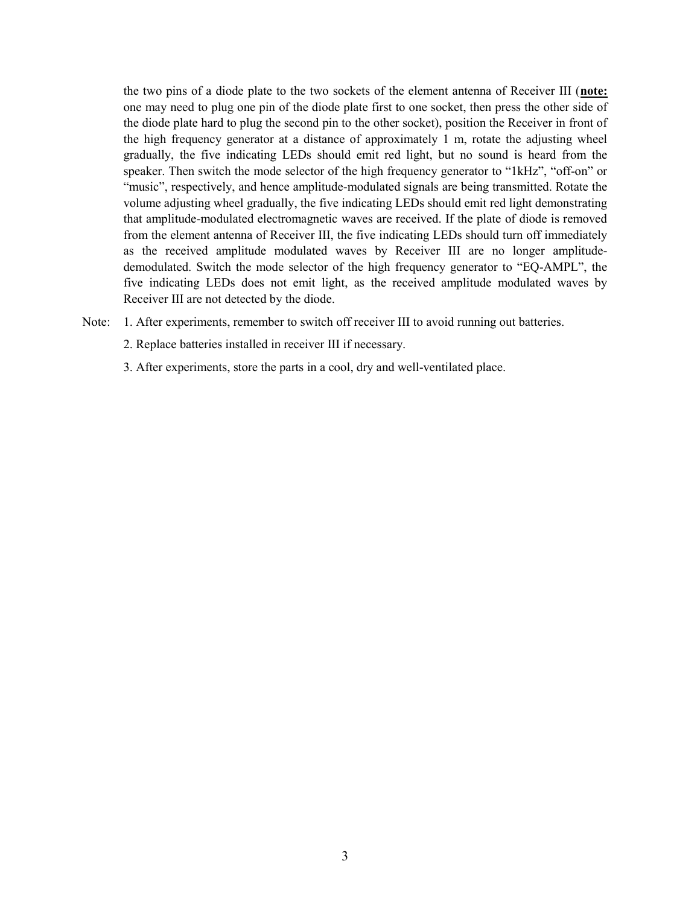the two pins of a diode plate to the two sockets of the element antenna of Receiver III (**note:** one may need to plug one pin of the diode plate first to one socket, then press the other side of the diode plate hard to plug the second pin to the other socket), position the Receiver in front of the high frequency generator at a distance of approximately 1 m, rotate the adjusting wheel gradually, the five indicating LEDs should emit red light, but no sound is heard from the speaker. Then switch the mode selector of the high frequency generator to "1kHz", "off-on" or "music", respectively, and hence amplitude-modulated signals are being transmitted. Rotate the volume adjusting wheel gradually, the five indicating LEDs should emit red light demonstrating that amplitude-modulated electromagnetic waves are received. If the plate of diode is removed from the element antenna of Receiver III, the five indicating LEDs should turn off immediately as the received amplitude modulated waves by Receiver III are no longer amplitude-demodulated. Switch the mode selector of the high frequency generator to "EQ-AMPL", the five indicating LEDs does not emit light, as the received amplitude modulated waves by Receiver III are not detected by the diode.

Note:
1. After experiments, remember to switch off receiver III to avoid running out batteries.
2. Replace batteries installed in receiver III if necessary.
3. After experiments, store the parts in a cool, dry and well-ventilated place.